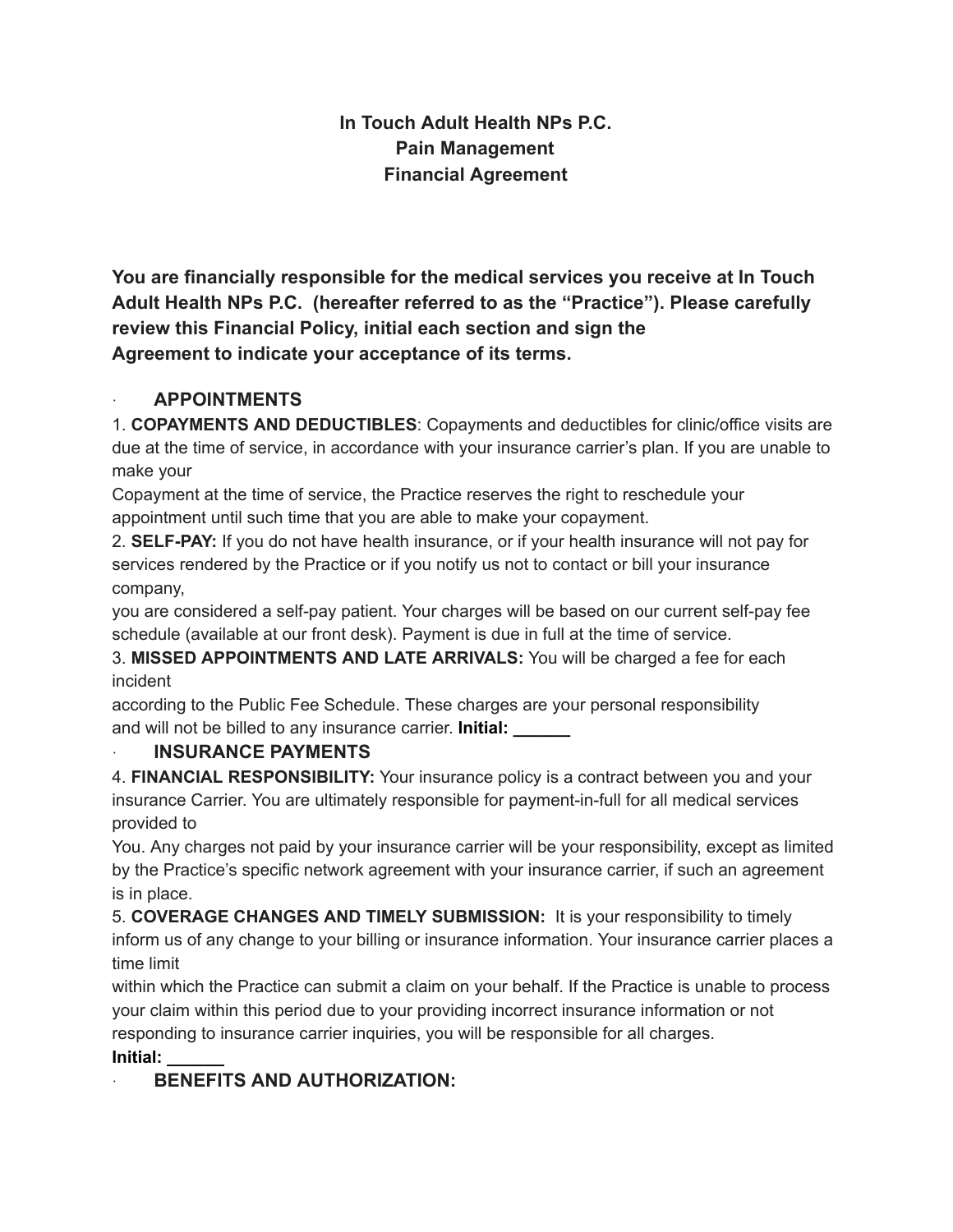# In Touch Adult Health NPs P.C.
# Pain Management
# Financial Agreement

**You are financially responsible for the medical services you receive at In Touch Adult Health NPs P.C. (hereafter referred to as the "Practice"). Please carefully review this Financial Policy, initial each section and sign the Agreement to indicate your acceptance of its terms.**

## · APPOINTMENTS

1. **COPAYMENTS AND DEDUCTIBLES**: Copayments and deductibles for clinic/office visits are due at the time of service, in accordance with your insurance carrier's plan. If you are unable to make your Copayment at the time of service, the Practice reserves the right to reschedule your appointment until such time that you are able to make your copayment.
2. **SELF-PAY:** If you do not have health insurance, or if your health insurance will not pay for services rendered by the Practice or if you notify us not to contact or bill your insurance company, you are considered a self-pay patient. Your charges will be based on our current self-pay fee schedule (available at our front desk). Payment is due in full at the time of service.
3. **MISSED APPOINTMENTS AND LATE ARRIVALS:** You will be charged a fee for each incident according to the Public Fee Schedule. These charges are your personal responsibility and will not be billed to any insurance carrier. **Initial: ______**

## · INSURANCE PAYMENTS

4. **FINANCIAL RESPONSIBILITY:** Your insurance policy is a contract between you and your insurance Carrier. You are ultimately responsible for payment-in-full for all medical services provided to You. Any charges not paid by your insurance carrier will be your responsibility, except as limited by the Practice's specific network agreement with your insurance carrier, if such an agreement is in place.
5. **COVERAGE CHANGES AND TIMELY SUBMISSION:** It is your responsibility to timely inform us of any change to your billing or insurance information. Your insurance carrier places a time limit within which the Practice can submit a claim on your behalf. If the Practice is unable to process your claim within this period due to your providing incorrect insurance information or not responding to insurance carrier inquiries, you will be responsible for all charges.

**Initial: ______**

## · BENEFITS AND AUTHORIZATION: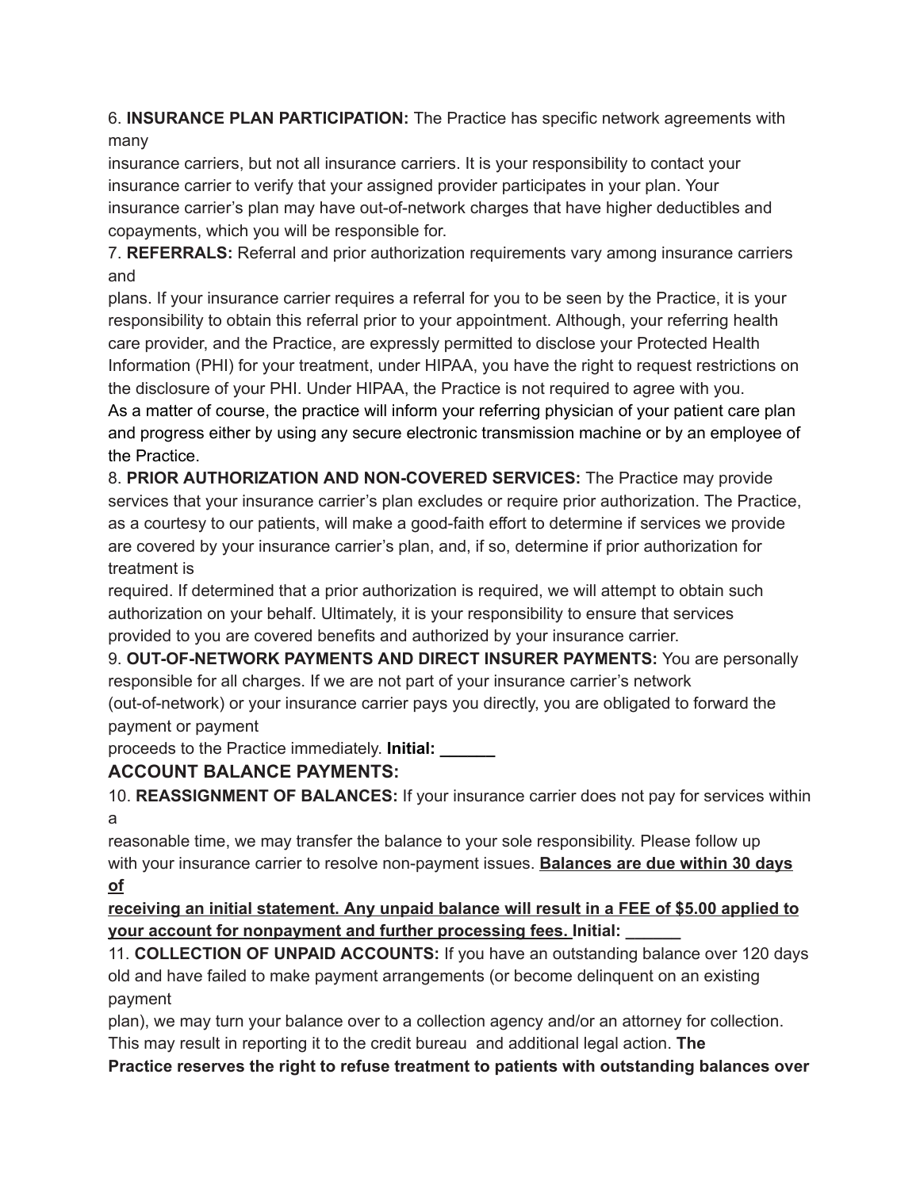6. **INSURANCE PLAN PARTICIPATION:** The Practice has specific network agreements with many insurance carriers, but not all insurance carriers. It is your responsibility to contact your insurance carrier to verify that your assigned provider participates in your plan. Your insurance carrier's plan may have out-of-network charges that have higher deductibles and copayments, which you will be responsible for.

7. **REFERRALS:** Referral and prior authorization requirements vary among insurance carriers and plans. If your insurance carrier requires a referral for you to be seen by the Practice, it is your responsibility to obtain this referral prior to your appointment. Although, your referring health care provider, and the Practice, are expressly permitted to disclose your Protected Health Information (PHI) for your treatment, under HIPAA, you have the right to request restrictions on the disclosure of your PHI. Under HIPAA, the Practice is not required to agree with you. As a matter of course, the practice will inform your referring physician of your patient care plan and progress either by using any secure electronic transmission machine or by an employee of the Practice.

8. **PRIOR AUTHORIZATION AND NON-COVERED SERVICES:** The Practice may provide services that your insurance carrier's plan excludes or require prior authorization. The Practice, as a courtesy to our patients, will make a good-faith effort to determine if services we provide are covered by your insurance carrier's plan, and, if so, determine if prior authorization for treatment is required. If determined that a prior authorization is required, we will attempt to obtain such authorization on your behalf. Ultimately, it is your responsibility to ensure that services provided to you are covered benefits and authorized by your insurance carrier.

9. **OUT-OF-NETWORK PAYMENTS AND DIRECT INSURER PAYMENTS:** You are personally responsible for all charges. If we are not part of your insurance carrier's network (out-of-network) or your insurance carrier pays you directly, you are obligated to forward the payment or payment proceeds to the Practice immediately. **Initial: ______**

## ACCOUNT BALANCE PAYMENTS:

10. **REASSIGNMENT OF BALANCES:** If your insurance carrier does not pay for services within a reasonable time, we may transfer the balance to your sole responsibility. Please follow up with your insurance carrier to resolve non-payment issues. <u>**Balances are due within 30 days of receiving an initial statement. Any unpaid balance will result in a FEE of $5.00 applied to your account for nonpayment and further processing fees.**</u> **Initial: ______**

11. **COLLECTION OF UNPAID ACCOUNTS:** If you have an outstanding balance over 120 days old and have failed to make payment arrangements (or become delinquent on an existing payment plan), we may turn your balance over to a collection agency and/or an attorney for collection. This may result in reporting it to the credit bureau and additional legal action. **The Practice reserves the right to refuse treatment to patients with outstanding balances over**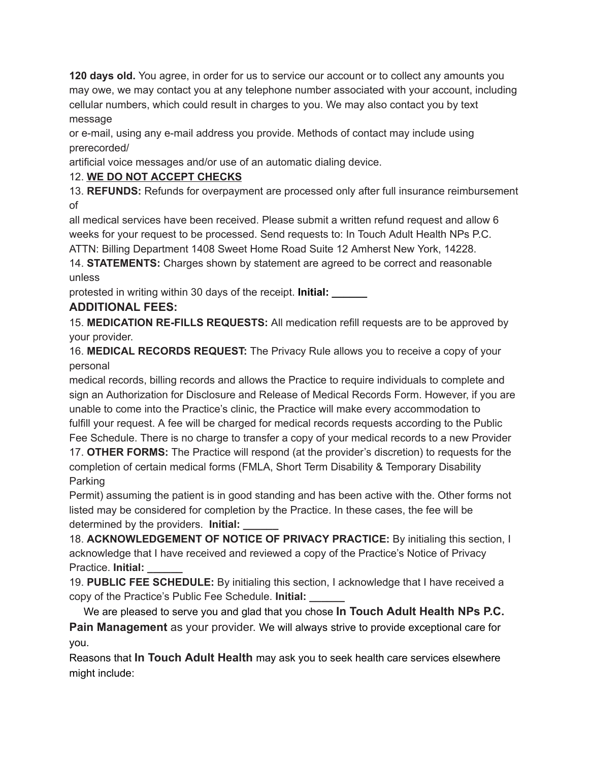**120 days old.** You agree, in order for us to service our account or to collect any amounts you may owe, we may contact you at any telephone number associated with your account, including cellular numbers, which could result in charges to you. We may also contact you by text message or e-mail, using any e-mail address you provide. Methods of contact may include using prerecorded/ artificial voice messages and/or use of an automatic dialing device.

12. **WE DO NOT ACCEPT CHECKS**

13. **REFUNDS:** Refunds for overpayment are processed only after full insurance reimbursement of all medical services have been received. Please submit a written refund request and allow 6 weeks for your request to be processed. Send requests to: In Touch Adult Health NPs P.C. ATTN: Billing Department 1408 Sweet Home Road Suite 12 Amherst New York, 14228.

14. **STATEMENTS:** Charges shown by statement are agreed to be correct and reasonable unless protested in writing within 30 days of the receipt. **Initial: ______**

### ADDITIONAL FEES:

15. **MEDICATION RE-FILLS REQUESTS:** All medication refill requests are to be approved by your provider.

16. **MEDICAL RECORDS REQUEST:** The Privacy Rule allows you to receive a copy of your personal medical records, billing records and allows the Practice to require individuals to complete and sign an Authorization for Disclosure and Release of Medical Records Form. However, if you are unable to come into the Practice's clinic, the Practice will make every accommodation to fulfill your request. A fee will be charged for medical records requests according to the Public Fee Schedule. There is no charge to transfer a copy of your medical records to a new Provider

17. **OTHER FORMS:** The Practice will respond (at the provider's discretion) to requests for the completion of certain medical forms (FMLA, Short Term Disability & Temporary Disability Parking Permit) assuming the patient is in good standing and has been active with the. Other forms not listed may be considered for completion by the Practice. In these cases, the fee will be determined by the providers. **Initial: ______**

18. **ACKNOWLEDGEMENT OF NOTICE OF PRIVACY PRACTICE:** By initialing this section, I acknowledge that I have received and reviewed a copy of the Practice's Notice of Privacy Practice. **Initial: ______**

19. **PUBLIC FEE SCHEDULE:** By initialing this section, I acknowledge that I have received a copy of the Practice's Public Fee Schedule. **Initial: ______**

We are pleased to serve you and glad that you chose **In Touch Adult Health NPs P.C. Pain Management** as your provider. We will always strive to provide exceptional care for you.

Reasons that **In Touch Adult Health** may ask you to seek health care services elsewhere might include: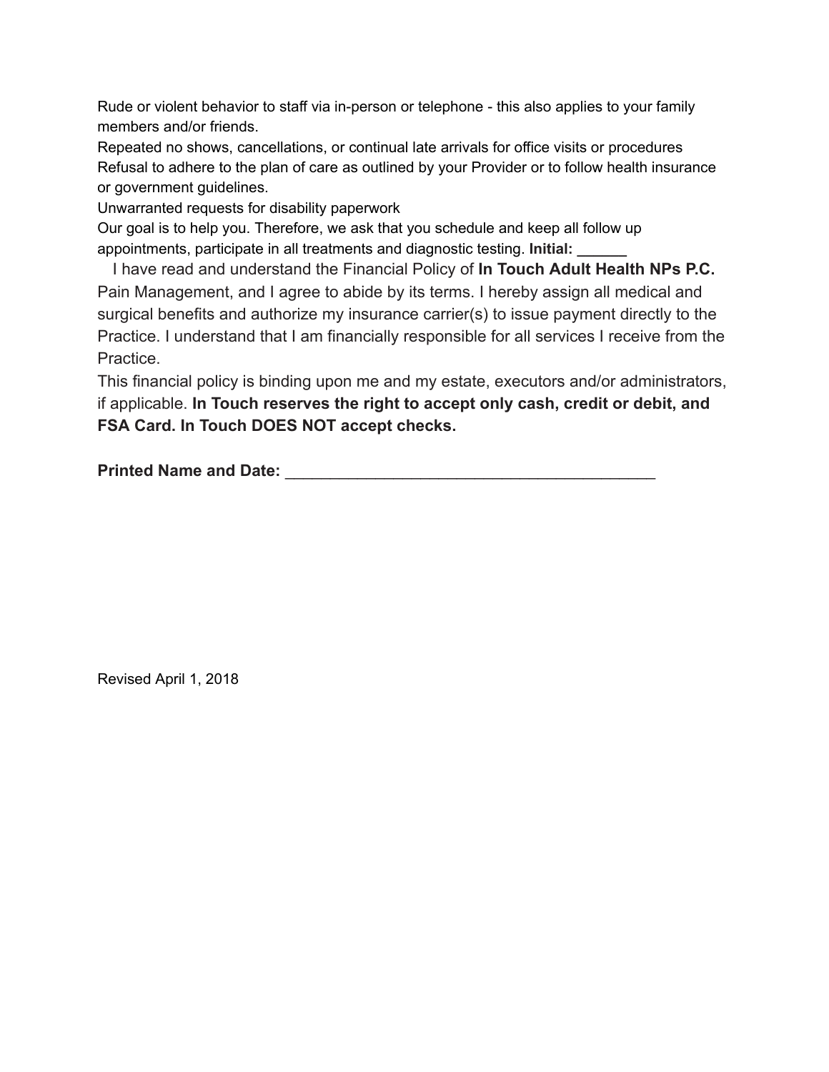Rude or violent behavior to staff via in-person or telephone - this also applies to your family members and/or friends.

Repeated no shows, cancellations, or continual late arrivals for office visits or procedures

Refusal to adhere to the plan of care as outlined by your Provider or to follow health insurance or government guidelines.

Unwarranted requests for disability paperwork

Our goal is to help you. Therefore, we ask that you schedule and keep all follow up appointments, participate in all treatments and diagnostic testing. **Initial: ______**

I have read and understand the Financial Policy of **In Touch Adult Health NPs P.C.** Pain Management, and I agree to abide by its terms. I hereby assign all medical and surgical benefits and authorize my insurance carrier(s) to issue payment directly to the Practice. I understand that I am financially responsible for all services I receive from the Practice.

This financial policy is binding upon me and my estate, executors and/or administrators, if applicable. **In Touch reserves the right to accept only cash, credit or debit, and FSA Card. In Touch DOES NOT accept checks.**

**Printed Name and Date:** ___________________________________________

Revised April 1, 2018